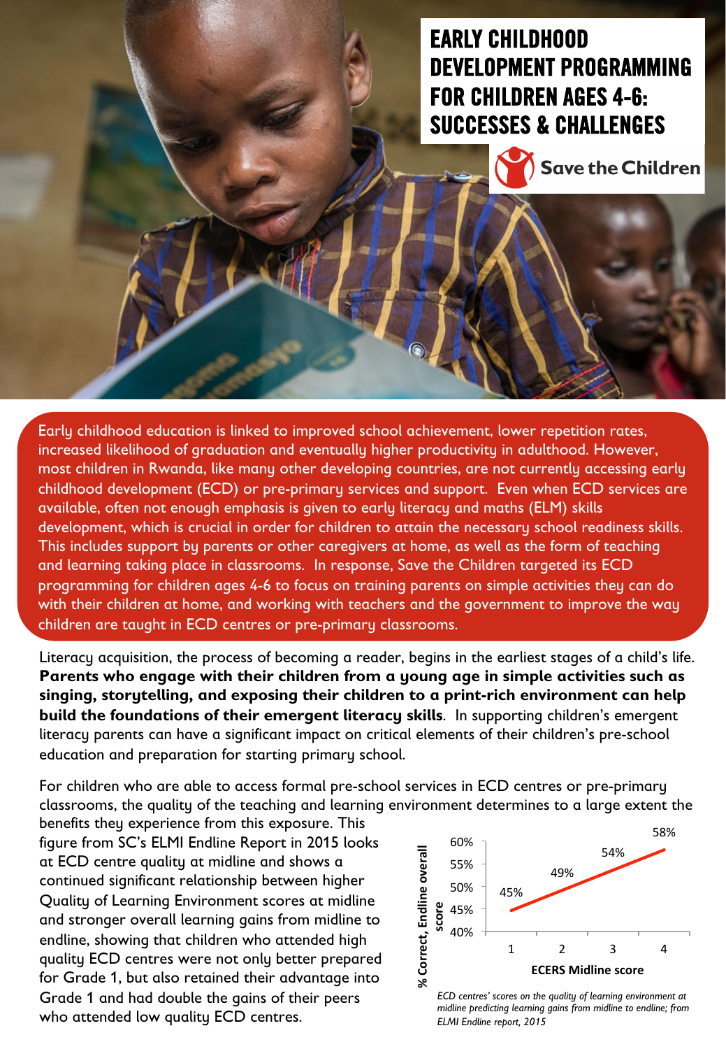# EARLY CHILDHOOD DEVELOPMENT PROGRAMMING FOR CHILDREN AGES 4-6: SUCCESSES & CHALLENGES

Save the Children

Early childhood education is linked to improved school achievement, lower repetition rates, increased likelihood of graduation and eventually higher productivity in adulthood. However, most children in Rwanda, like many other developing countries, are not currently accessing early childhood development (ECD) or pre-primary services and support. Even when ECD services are available, often not enough emphasis is given to early literacy and maths (ELM) skills development, which is crucial in order for children to attain the necessary school readiness skills. This includes support by parents or other caregivers at home, as well as the form of teaching and learning taking place in classrooms. In response, Save the Children targeted its ECD programming for children ages 4-6 to focus on training parents on simple activities they can do with their children at home, and working with teachers and the government to improve the way children are taught in ECD centres or pre-primary classrooms.

Literacy acquisition, the process of becoming a reader, begins in the earliest stages of a child's life. **Parents who engage with their children from a young age in simple activities such as singing, storytelling, and exposing their children to a print-rich environment can help build the foundations of their emergent literacy skills**. In supporting children's emergent literacy parents can have a significant impact on critical elements of their children's pre-school education and preparation for starting primary school.

For children who are able to access formal pre-school services in ECD centres or pre-primary classrooms, the quality of the teaching and learning environment determines to a large extent the benefits they experience from this exposure. This figure from SC's ELMI Endline Report in 2015 looks at ECD centre quality at midline and shows a continued significant relationship between higher Quality of Learning Environment scores at midline and stronger overall learning gains from midline to endline, showing that children who attended high quality ECD centres were not only better prepared for Grade 1, but also retained their advantage into Grade 1 and had double the gains of their peers who attended low quality ECD centres.

| ECERS Midline score | % Correct, Endline overall score |
|---|---|
| 1 | 45% |
| 2 | 49% |
| 3 | 54% |
| 4 | 58% |

*ECD centres' scores on the quality of learning environment at midline predicting learning gains from midline to endline; from ELMI Endline report, 2015*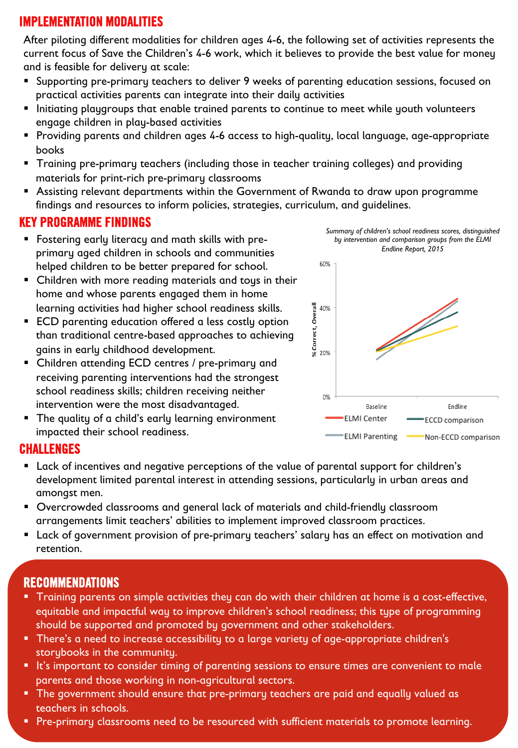## IMPLEMENTATION MODALITIES

After piloting different modalities for children ages 4-6, the following set of activities represents the current focus of Save the Children's 4-6 work, which it believes to provide the best value for money and is feasible for delivery at scale:

- Supporting pre-primary teachers to deliver 9 weeks of parenting education sessions, focused on practical activities parents can integrate into their daily activities
- Initiating playgroups that enable trained parents to continue to meet while youth volunteers engage children in play-based activities
- Providing parents and children ages 4-6 access to high-quality, local language, age-appropriate books
- Training pre-primary teachers (including those in teacher training colleges) and providing materials for print-rich pre-primary classrooms
- Assisting relevant departments within the Government of Rwanda to draw upon programme findings and resources to inform policies, strategies, curriculum, and guidelines.

## KEY PROGRAMME FINDINGS

- Fostering early literacy and math skills with pre-primary aged children in schools and communities helped children to be better prepared for school.
- Children with more reading materials and toys in their home and whose parents engaged them in home learning activities had higher school readiness skills.
- ECD parenting education offered a less costly option than traditional centre-based approaches to achieving gains in early childhood development.
- Children attending ECD centres / pre-primary and receiving parenting interventions had the strongest school readiness skills; children receiving neither intervention were the most disadvantaged.
- The quality of a child's early learning environment impacted their school readiness.

*Summary of children's school readiness scores, distinguished by intervention and comparison groups from the ELMI Endline Report, 2015*

% Correct, Overall

60%
40%
20%
0%

Baseline
Endline

ELMI Center
ECCD comparison
ELMI Parenting
Non-ECCD comparison

## CHALLENGES

- Lack of incentives and negative perceptions of the value of parental support for children's development limited parental interest in attending sessions, particularly in urban areas and amongst men.
- Overcrowded classrooms and general lack of materials and child-friendly classroom arrangements limit teachers' abilities to implement improved classroom practices.
- Lack of government provision of pre-primary teachers' salary has an effect on motivation and retention.

## RECOMMENDATIONS

- Training parents on simple activities they can do with their children at home is a cost-effective, equitable and impactful way to improve children's school readiness; this type of programming should be supported and promoted by government and other stakeholders.
- There's a need to increase accessibility to a large variety of age-appropriate children's storybooks in the community.
- It's important to consider timing of parenting sessions to ensure times are convenient to male parents and those working in non-agricultural sectors.
- The government should ensure that pre-primary teachers are paid and equally valued as teachers in schools.
- Pre-primary classrooms need to be resourced with sufficient materials to promote learning.